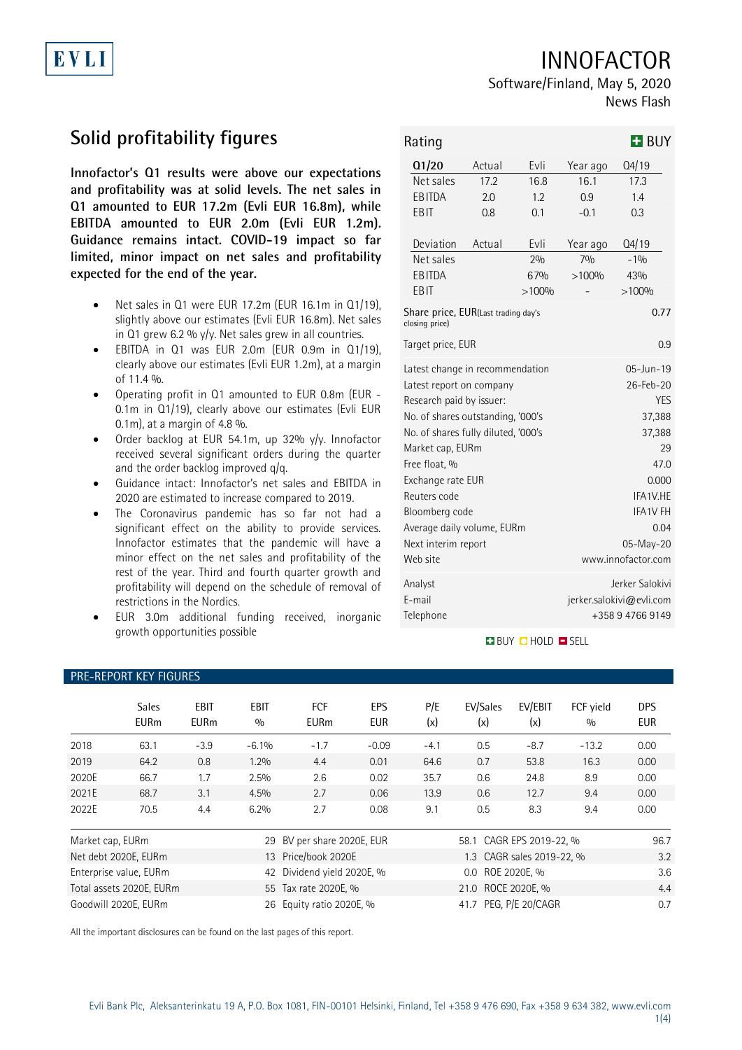EVLI

# INNOFACTOR

Software/Finland, May 5, 2020

News Flash

## Solid profitability figures

**Innofactor's Q1 results were above our expectations and profitability was at solid levels. The net sales in Q1 amounted to EUR 17.2m (Evli EUR 16.8m), while EBITDA amounted to EUR 2.0m (Evli EUR 1.2m). Guidance remains intact. COVID-19 impact so far limited, minor impact on net sales and profitability expected for the end of the year.**

- Net sales in Q1 were EUR 17.2m (EUR 16.1m in Q1/19), slightly above our estimates (Evli EUR 16.8m). Net sales in Q1 grew 6.2 % y/y. Net sales grew in all countries.
- EBITDA in Q1 was EUR 2.0m (EUR 0.9m in Q1/19), clearly above our estimates (Evli EUR 1.2m), at a margin of 11.4 %.
- Operating profit in Q1 amounted to EUR 0.8m (EUR -0.1m in Q1/19), clearly above our estimates (Evli EUR 0.1m), at a margin of 4.8 %.
- Order backlog at EUR 54.1m, up 32% y/y. Innofactor received several significant orders during the quarter and the order backlog improved q/q.
- Guidance intact: Innofactor's net sales and EBITDA in 2020 are estimated to increase compared to 2019.
- The Coronavirus pandemic has so far not had a significant effect on the ability to provide services. Innofactor estimates that the pandemic will have a minor effect on the net sales and profitability of the rest of the year. Third and fourth quarter growth and profitability will depend on the schedule of removal of restrictions in the Nordics.
- EUR 3.0m additional funding received, inorganic growth opportunities possible

**Rating: BUY**

| Q1/20 | Actual | Evli | Year ago | Q4/19 |
|---|---|---|---|---|
| Net sales | 17.2 | 16.8 | 16.1 | 17.3 |
| EBITDA | 2.0 | 1.2 | 0.9 | 1.4 |
| EBIT | 0.8 | 0.1 | -0.1 | 0.3 |

| Deviation | Actual | Evli | Year ago | Q4/19 |
|---|---|---|---|---|
| Net sales | | 2% | 7% | -1% |
| EBITDA | | 67% | >100% | 43% |
| EBIT | | >100% | - | >100% |

| | |
|---|---|
| Share price, EUR (Last trading day's closing price) | 0.77 |
| Target price, EUR | 0.9 |
| Latest change in recommendation | 05-Jun-19 |
| Latest report on company | 26-Feb-20 |
| Research paid by issuer: | YES |
| No. of shares outstanding, '000's | 37,388 |
| No. of shares fully diluted, '000's | 37,388 |
| Market cap, EURm | 29 |
| Free float, % | 47.0 |
| Exchange rate EUR | 0.000 |
| Reuters code | IFA1V.HE |
| Bloomberg code | IFA1V FH |
| Average daily volume, EURm | 0.04 |
| Next interim report | 05-May-20 |
| Web site | www.innofactor.com |
| Analyst | Jerker Salokivi |
| E-mail | jerker.salokivi@evli.com |
| Telephone | +358 9 4766 9149 |

BUY HOLD SELL

### PRE-REPORT KEY FIGURES

| | Sales EURm | EBIT EURm | EBIT % | FCF EURm | EPS EUR | P/E (x) | EV/Sales (x) | EV/EBIT (x) | FCF yield % | DPS EUR |
|---|---|---|---|---|---|---|---|---|---|---|
| 2018 | 63.1 | -3.9 | -6.1% | -1.7 | -0.09 | -4.1 | 0.5 | -8.7 | -13.2 | 0.00 |
| 2019 | 64.2 | 0.8 | 1.2% | 4.4 | 0.01 | 64.6 | 0.7 | 53.8 | 16.3 | 0.00 |
| 2020E | 66.7 | 1.7 | 2.5% | 2.6 | 0.02 | 35.7 | 0.6 | 24.8 | 8.9 | 0.00 |
| 2021E | 68.7 | 3.1 | 4.5% | 2.7 | 0.06 | 13.9 | 0.6 | 12.7 | 9.4 | 0.00 |
| 2022E | 70.5 | 4.4 | 6.2% | 2.7 | 0.08 | 9.1 | 0.5 | 8.3 | 9.4 | 0.00 |

| | | | | | |
|---|---|---|---|---|---|
| Market cap, EURm | 29 | BV per share 2020E, EUR | 58.1 | CAGR EPS 2019-22, % | 96.7 |
| Net debt 2020E, EURm | 13 | Price/book 2020E | 1.3 | CAGR sales 2019-22, % | 3.2 |
| Enterprise value, EURm | 42 | Dividend yield 2020E, % | 0.0 | ROE 2020E, % | 3.6 |
| Total assets 2020E, EURm | 55 | Tax rate 2020E, % | 21.0 | ROCE 2020E, % | 4.4 |
| Goodwill 2020E, EURm | 26 | Equity ratio 2020E, % | 41.7 | PEG, P/E 20/CAGR | 0.7 |

All the important disclosures can be found on the last pages of this report.

Evli Bank Plc, Aleksanterinkatu 19 A, P.O. Box 1081, FIN-00101 Helsinki, Finland, Tel +358 9 476 690, Fax +358 9 634 382, www.evli.com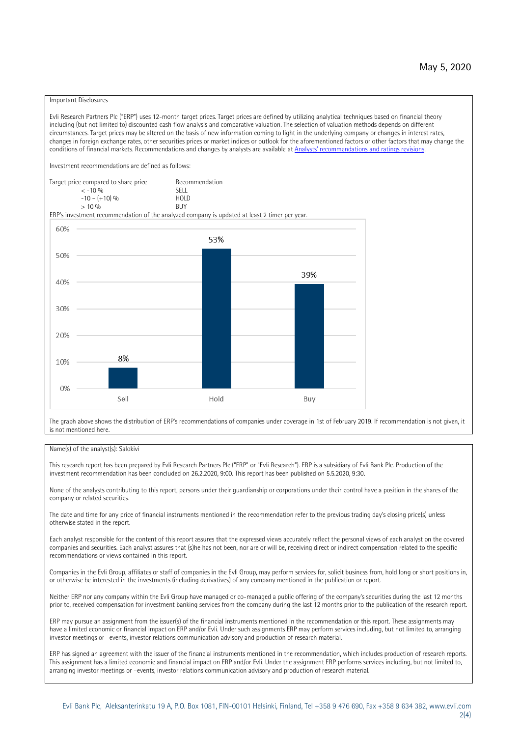May 5, 2020

Important Disclosures

Evli Research Partners Plc ("ERP") uses 12-month target prices. Target prices are defined by utilizing analytical techniques based on financial theory including (but not limited to) discounted cash flow analysis and comparative valuation. The selection of valuation methods depends on different circumstances. Target prices may be altered on the basis of new information coming to light in the underlying company or changes in interest rates, changes in foreign exchange rates, other securities prices or market indices or outlook for the aforementioned factors or other factors that may change the conditions of financial markets. Recommendations and changes by analysts are available at Analysts' recommendations and ratings revisions.

Investment recommendations are defined as follows:

| Target price compared to share price | Recommendation |
|---|---|
| < -10 % | SELL |
| -10 – (+10) % | HOLD |
| > 10 % | BUY |

ERP's investment recommendation of the analyzed company is updated at least 2 timer per year.

| | Sell | Hold | Buy |
|---|---|---|---|
| Share | 8% | 53% | 39% |

The graph above shows the distribution of ERP's recommendations of companies under coverage in 1st of February 2019. If recommendation is not given, it is not mentioned here.

Name(s) of the analyst(s): Salokivi

This research report has been prepared by Evli Research Partners Plc ("ERP" or "Evli Research"). ERP is a subsidiary of Evli Bank Plc. Production of the investment recommendation has been concluded on 26.2.2020, 9:00. This report has been published on 5.5.2020, 9:30.

None of the analysts contributing to this report, persons under their guardianship or corporations under their control have a position in the shares of the company or related securities.

The date and time for any price of financial instruments mentioned in the recommendation refer to the previous trading day's closing price(s) unless otherwise stated in the report.

Each analyst responsible for the content of this report assures that the expressed views accurately reflect the personal views of each analyst on the covered companies and securities. Each analyst assures that (s)he has not been, nor are or will be, receiving direct or indirect compensation related to the specific recommendations or views contained in this report.

Companies in the Evli Group, affiliates or staff of companies in the Evli Group, may perform services for, solicit business from, hold long or short positions in, or otherwise be interested in the investments (including derivatives) of any company mentioned in the publication or report.

Neither ERP nor any company within the Evli Group have managed or co-managed a public offering of the company's securities during the last 12 months prior to, received compensation for investment banking services from the company during the last 12 months prior to the publication of the research report.

ERP may pursue an assignment from the issuer(s) of the financial instruments mentioned in the recommendation or this report. These assignments may have a limited economic or financial impact on ERP and/or Evli. Under such assignments ERP may perform services including, but not limited to, arranging investor meetings or –events, investor relations communication advisory and production of research material.

ERP has signed an agreement with the issuer of the financial instruments mentioned in the recommendation, which includes production of research reports. This assignment has a limited economic and financial impact on ERP and/or Evli. Under the assignment ERP performs services including, but not limited to, arranging investor meetings or –events, investor relations communication advisory and production of research material.

Evli Bank Plc, Aleksanterinkatu 19 A, P.O. Box 1081, FIN-00101 Helsinki, Finland, Tel +358 9 476 690, Fax +358 9 634 382, www.evli.com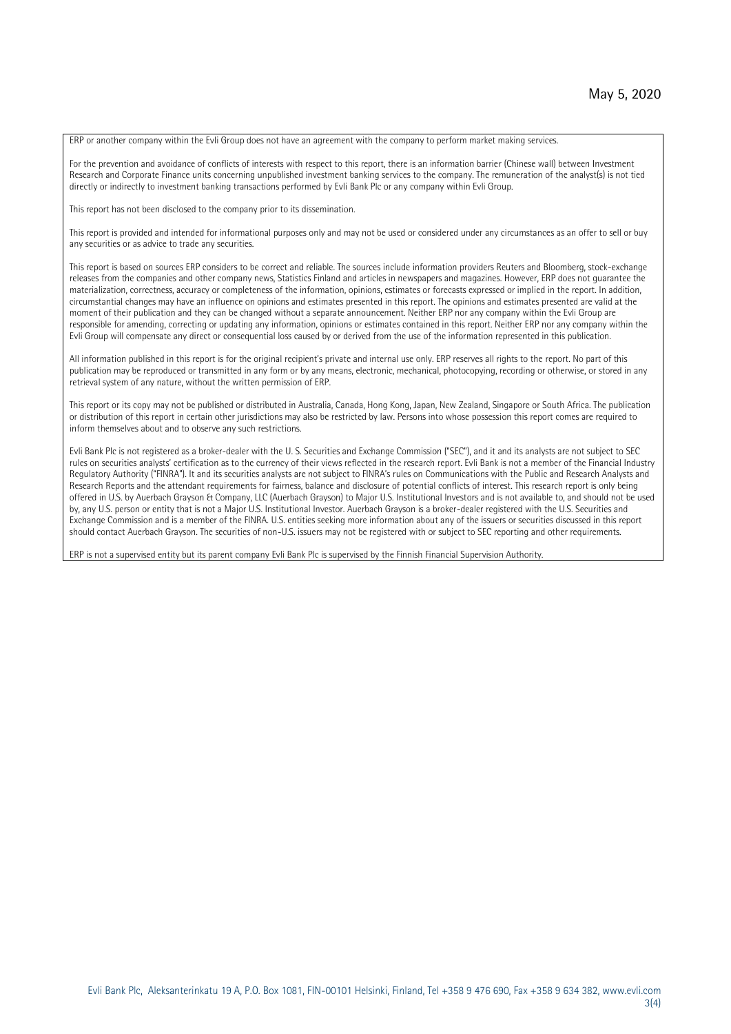May 5, 2020

ERP or another company within the Evli Group does not have an agreement with the company to perform market making services.

For the prevention and avoidance of conflicts of interests with respect to this report, there is an information barrier (Chinese wall) between Investment Research and Corporate Finance units concerning unpublished investment banking services to the company. The remuneration of the analyst(s) is not tied directly or indirectly to investment banking transactions performed by Evli Bank Plc or any company within Evli Group.

This report has not been disclosed to the company prior to its dissemination.

This report is provided and intended for informational purposes only and may not be used or considered under any circumstances as an offer to sell or buy any securities or as advice to trade any securities.

This report is based on sources ERP considers to be correct and reliable. The sources include information providers Reuters and Bloomberg, stock-exchange releases from the companies and other company news, Statistics Finland and articles in newspapers and magazines. However, ERP does not guarantee the materialization, correctness, accuracy or completeness of the information, opinions, estimates or forecasts expressed or implied in the report. In addition, circumstantial changes may have an influence on opinions and estimates presented in this report. The opinions and estimates presented are valid at the moment of their publication and they can be changed without a separate announcement. Neither ERP nor any company within the Evli Group are responsible for amending, correcting or updating any information, opinions or estimates contained in this report. Neither ERP nor any company within the Evli Group will compensate any direct or consequential loss caused by or derived from the use of the information represented in this publication.

All information published in this report is for the original recipient's private and internal use only. ERP reserves all rights to the report. No part of this publication may be reproduced or transmitted in any form or by any means, electronic, mechanical, photocopying, recording or otherwise, or stored in any retrieval system of any nature, without the written permission of ERP.

This report or its copy may not be published or distributed in Australia, Canada, Hong Kong, Japan, New Zealand, Singapore or South Africa. The publication or distribution of this report in certain other jurisdictions may also be restricted by law. Persons into whose possession this report comes are required to inform themselves about and to observe any such restrictions.

Evli Bank Plc is not registered as a broker-dealer with the U. S. Securities and Exchange Commission ("SEC"), and it and its analysts are not subject to SEC rules on securities analysts' certification as to the currency of their views reflected in the research report. Evli Bank is not a member of the Financial Industry Regulatory Authority ("FINRA"). It and its securities analysts are not subject to FINRA's rules on Communications with the Public and Research Analysts and Research Reports and the attendant requirements for fairness, balance and disclosure of potential conflicts of interest. This research report is only being offered in U.S. by Auerbach Grayson & Company, LLC (Auerbach Grayson) to Major U.S. Institutional Investors and is not available to, and should not be used by, any U.S. person or entity that is not a Major U.S. Institutional Investor. Auerbach Grayson is a broker-dealer registered with the U.S. Securities and Exchange Commission and is a member of the FINRA. U.S. entities seeking more information about any of the issuers or securities discussed in this report should contact Auerbach Grayson. The securities of non-U.S. issuers may not be registered with or subject to SEC reporting and other requirements.

ERP is not a supervised entity but its parent company Evli Bank Plc is supervised by the Finnish Financial Supervision Authority.

Evli Bank Plc, Aleksanterinkatu 19 A, P.O. Box 1081, FIN-00101 Helsinki, Finland, Tel +358 9 476 690, Fax +358 9 634 382, www.evli.com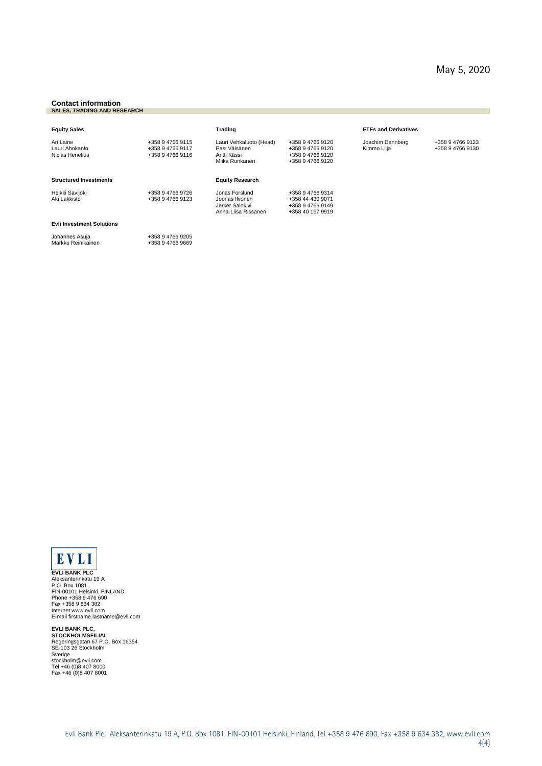May 5, 2020

## Contact information

**SALES, TRADING AND RESEARCH**

**Equity Sales**

| | |
|---|---|
| Ari Laine | +358 9 4766 9115 |
| Lauri Ahokanto | +358 9 4766 9117 |
| Niclas Henelius | +358 9 4766 9116 |

**Trading**

| | |
|---|---|
| Lauri Vehkaluoto (Head) | +358 9 4766 9120 |
| Pasi Väisänen | +358 9 4766 9120 |
| Antti Kässi | +358 9 4766 9120 |
| Miika Ronkanen | +358 9 4766 9120 |

**ETFs and Derivatives**

| | |
|---|---|
| Joachim Dannberg | +358 9 4766 9123 |
| Kimmo Lilja | +358 9 4766 9130 |

**Structured Investments**

| | |
|---|---|
| Heikki Savijoki | +358 9 4766 9726 |
| Aki Lakkisto | +358 9 4766 9123 |

**Equity Research**

| | |
|---|---|
| Jonas Forslund | +358 9 4766 9314 |
| Joonas Ilvonen | +358 44 430 9071 |
| Jerker Salokivi | +358 9 4766 9149 |
| Anna-Liisa Rissanen | +358 40 157 9919 |

**Evli Investment Solutions**

| | |
|---|---|
| Johannes Asuja | +358 9 4766 9205 |
| Markku Reinikainen | +358 9 4766 9669 |

EVLI

**EVLI BANK PLC**
Aleksanterinkatu 19 A
P.O. Box 1081
FIN-00101 Helsinki, FINLAND
Phone +358 9 476 690
Fax +358 9 634 382
Internet www.evli.com
E-mail firstname.lastname@evli.com

**EVLI BANK PLC,**
**STOCKHOLMSFILIAL**
Regeringsgatan 67 P.O. Box 16354
SE-103 26 Stockholm
Sverige
stockholm@evli.com
Tel +46 (0)8 407 8000
Fax +46 (0)8 407 8001